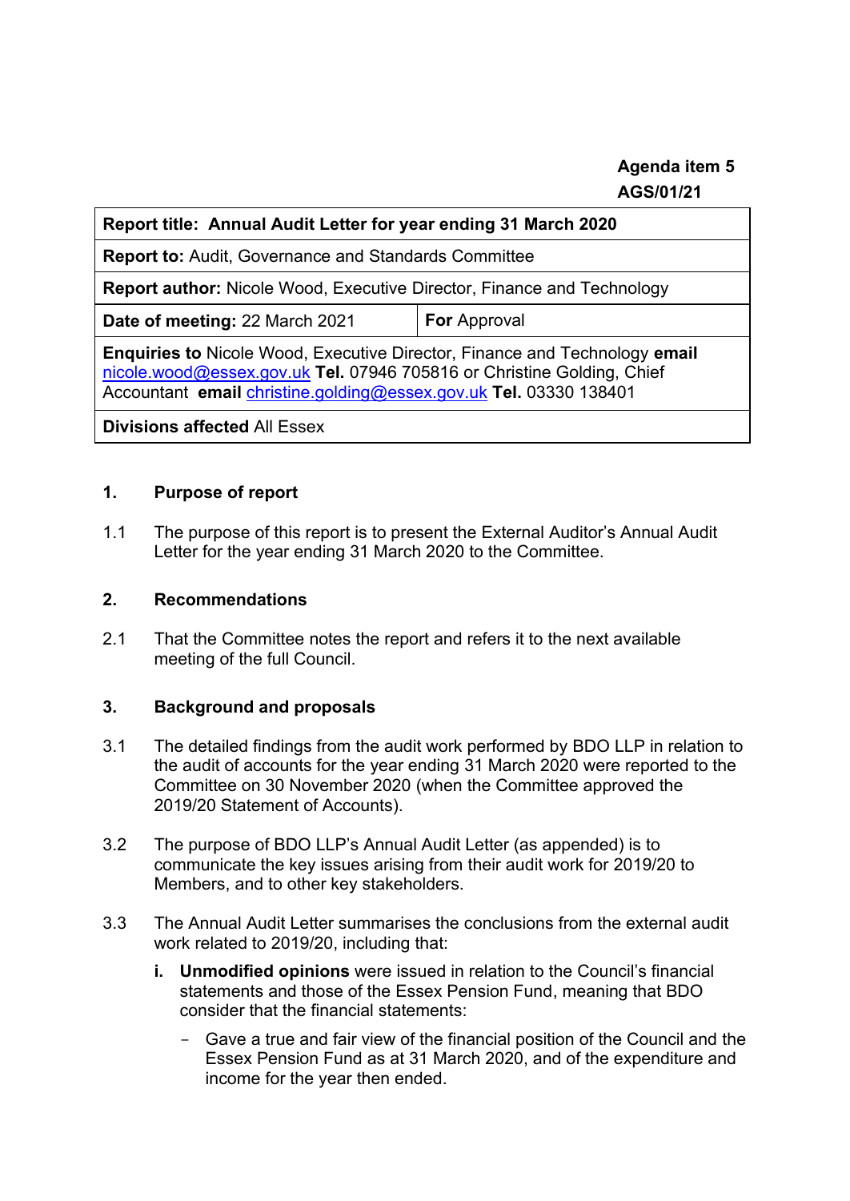**Agenda item 5**
**AGS/01/21**

| **Report title: Annual Audit Letter for year ending 31 March 2020** | |
|---|---|
| **Report to:** Audit, Governance and Standards Committee | |
| **Report author:** Nicole Wood, Executive Director, Finance and Technology | |
| **Date of meeting:** 22 March 2021 | **For** Approval |
| **Enquiries to** Nicole Wood, Executive Director, Finance and Technology **email** nicole.wood@essex.gov.uk **Tel.** 07946 705816 or Christine Golding, Chief Accountant **email** christine.golding@essex.gov.uk **Tel.** 03330 138401 | |
| **Divisions affected** All Essex | |

## 1. Purpose of report

1.1 The purpose of this report is to present the External Auditor's Annual Audit Letter for the year ending 31 March 2020 to the Committee.

## 2. Recommendations

2.1 That the Committee notes the report and refers it to the next available meeting of the full Council.

## 3. Background and proposals

3.1 The detailed findings from the audit work performed by BDO LLP in relation to the audit of accounts for the year ending 31 March 2020 were reported to the Committee on 30 November 2020 (when the Committee approved the 2019/20 Statement of Accounts).

3.2 The purpose of BDO LLP's Annual Audit Letter (as appended) is to communicate the key issues arising from their audit work for 2019/20 to Members, and to other key stakeholders.

3.3 The Annual Audit Letter summarises the conclusions from the external audit work related to 2019/20, including that:

i. **Unmodified opinions** were issued in relation to the Council's financial statements and those of the Essex Pension Fund, meaning that BDO consider that the financial statements:

- Gave a true and fair view of the financial position of the Council and the Essex Pension Fund as at 31 March 2020, and of the expenditure and income for the year then ended.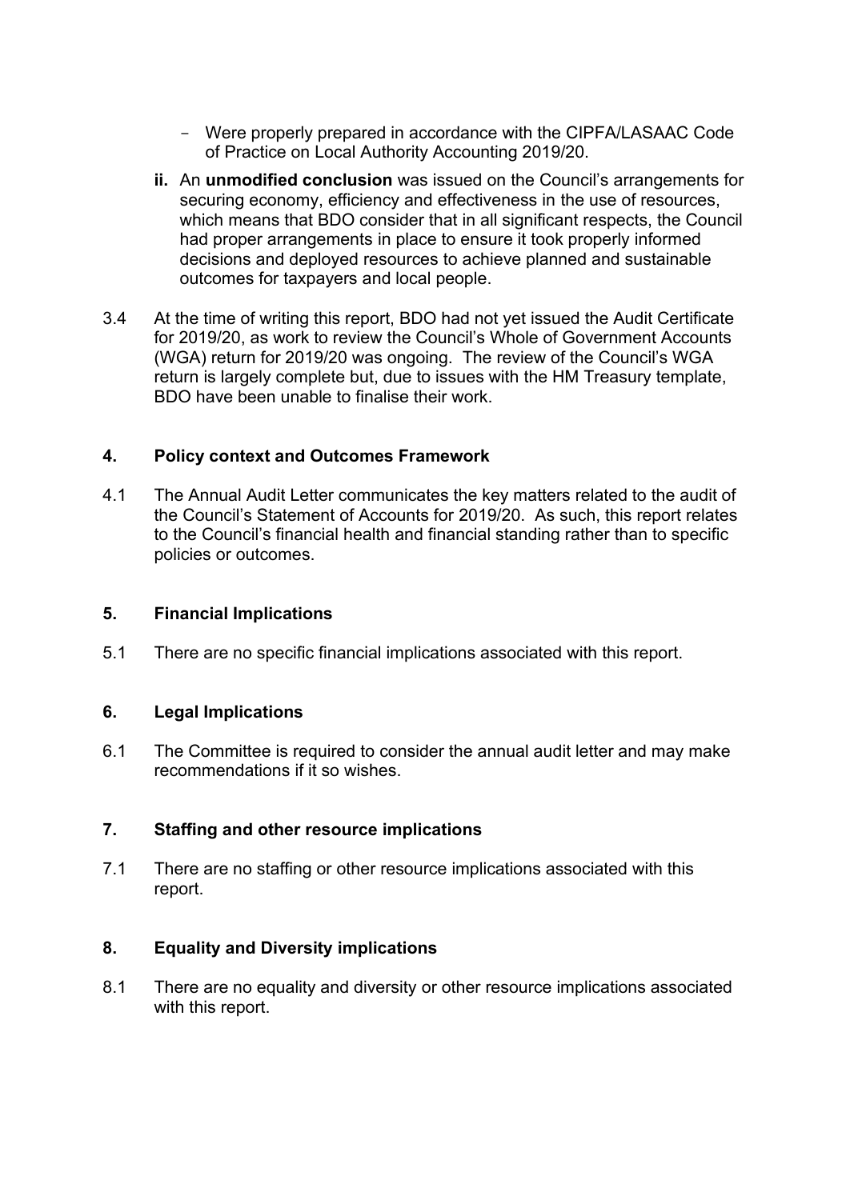- Were properly prepared in accordance with the CIPFA/LASAAC Code of Practice on Local Authority Accounting 2019/20.

**ii.** An **unmodified conclusion** was issued on the Council's arrangements for securing economy, efficiency and effectiveness in the use of resources, which means that BDO consider that in all significant respects, the Council had proper arrangements in place to ensure it took properly informed decisions and deployed resources to achieve planned and sustainable outcomes for taxpayers and local people.

3.4 At the time of writing this report, BDO had not yet issued the Audit Certificate for 2019/20, as work to review the Council's Whole of Government Accounts (WGA) return for 2019/20 was ongoing. The review of the Council's WGA return is largely complete but, due to issues with the HM Treasury template, BDO have been unable to finalise their work.

## 4. Policy context and Outcomes Framework

4.1 The Annual Audit Letter communicates the key matters related to the audit of the Council's Statement of Accounts for 2019/20. As such, this report relates to the Council's financial health and financial standing rather than to specific policies or outcomes.

## 5. Financial Implications

5.1 There are no specific financial implications associated with this report.

## 6. Legal Implications

6.1 The Committee is required to consider the annual audit letter and may make recommendations if it so wishes.

## 7. Staffing and other resource implications

7.1 There are no staffing or other resource implications associated with this report.

## 8. Equality and Diversity implications

8.1 There are no equality and diversity or other resource implications associated with this report.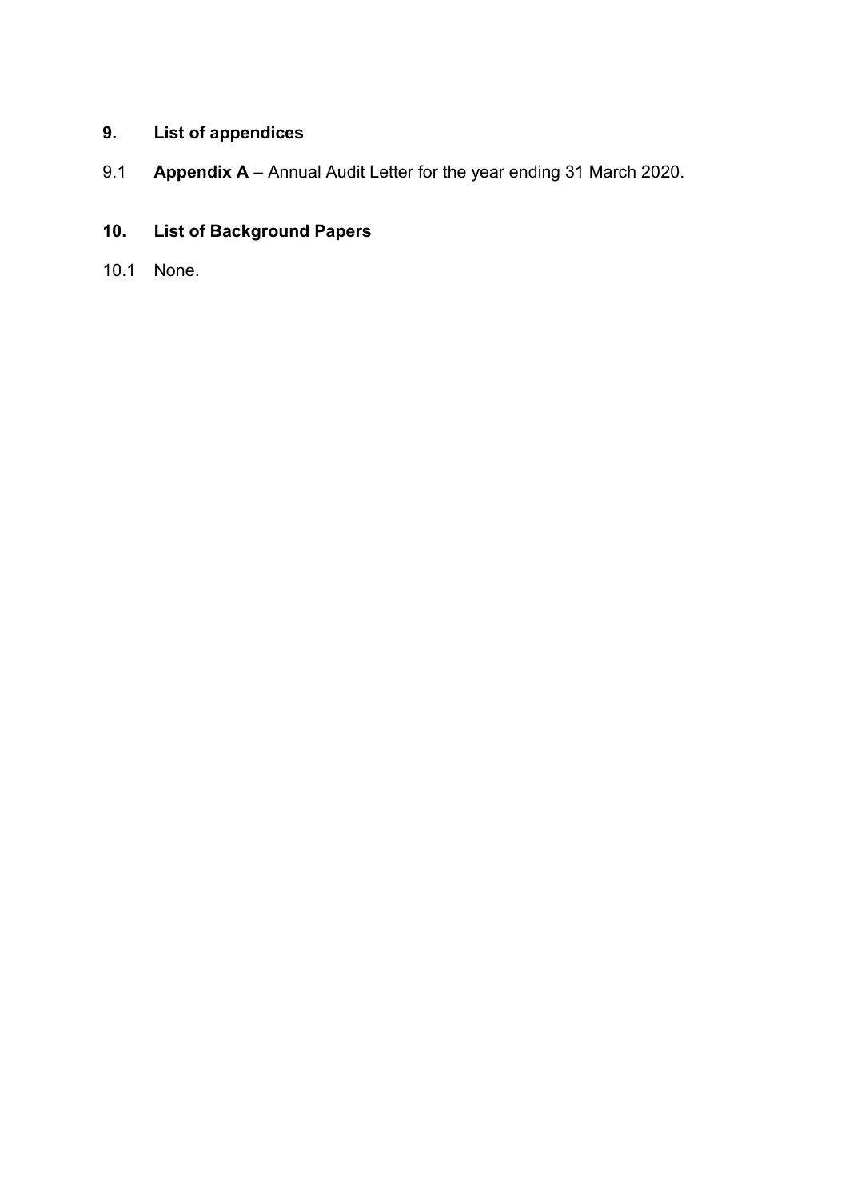## 9. List of appendices

9.1 **Appendix A** – Annual Audit Letter for the year ending 31 March 2020.

## 10. List of Background Papers

10.1 None.